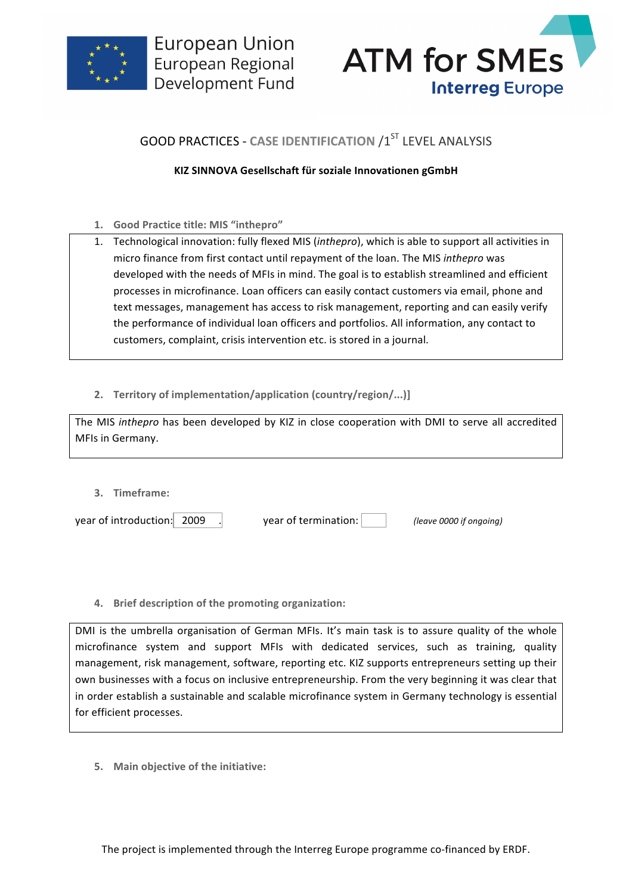European Union
European Regional
Development Fund

ATM for SMEs
Interreg Europe

## GOOD PRACTICES - CASE IDENTIFICATION /1[ST] LEVEL ANALYSIS

**KIZ SINNOVA Gesellschaft für soziale Innovationen gGmbH**

1. **Good Practice title: MIS "inthepro"**

1. Technological innovation: fully flexed MIS (*inthepro*), which is able to support all activities in micro finance from first contact until repayment of the loan. The MIS *inthepro* was developed with the needs of MFIs in mind. The goal is to establish streamlined and efficient processes in microfinance. Loan officers can easily contact customers via email, phone and text messages, management has access to risk management, reporting and can easily verify the performance of individual loan officers and portfolios. All information, any contact to customers, complaint, crisis intervention etc. is stored in a journal.

2. **Territory of implementation/application (country/region/...)]**

The MIS *inthepro* has been developed by KIZ in close cooperation with DMI to serve all accredited MFIs in Germany.

3. **Timeframe:**

year of introduction: 2009 . year of termination: (*leave 0000 if ongoing*)

4. **Brief description of the promoting organization:**

DMI is the umbrella organisation of German MFIs. It's main task is to assure quality of the whole microfinance system and support MFIs with dedicated services, such as training, quality management, risk management, software, reporting etc. KIZ supports entrepreneurs setting up their own businesses with a focus on inclusive entrepreneurship. From the very beginning it was clear that in order establish a sustainable and scalable microfinance system in Germany technology is essential for efficient processes.

5. **Main objective of the initiative:**

The project is implemented through the Interreg Europe programme co-financed by ERDF.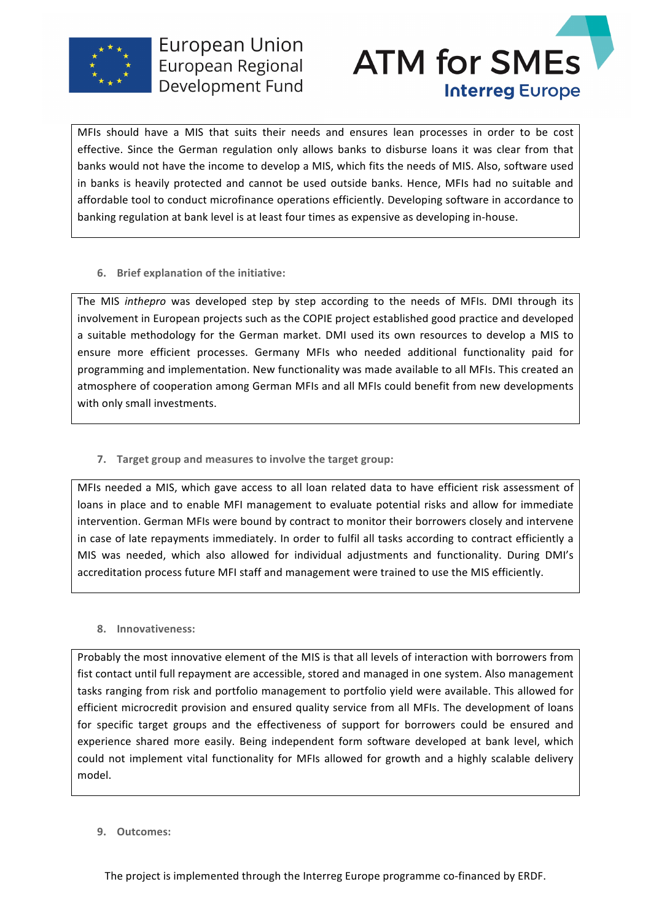MFIs should have a MIS that suits their needs and ensures lean processes in order to be cost effective. Since the German regulation only allows banks to disburse loans it was clear from that banks would not have the income to develop a MIS, which fits the needs of MIS. Also, software used in banks is heavily protected and cannot be used outside banks. Hence, MFIs had no suitable and affordable tool to conduct microfinance operations efficiently. Developing software in accordance to banking regulation at bank level is at least four times as expensive as developing in-house.

**6. Brief explanation of the initiative:**

The MIS *inthepro* was developed step by step according to the needs of MFIs. DMI through its involvement in European projects such as the COPIE project established good practice and developed a suitable methodology for the German market. DMI used its own resources to develop a MIS to ensure more efficient processes. Germany MFIs who needed additional functionality paid for programming and implementation. New functionality was made available to all MFIs. This created an atmosphere of cooperation among German MFIs and all MFIs could benefit from new developments with only small investments.

**7. Target group and measures to involve the target group:**

MFIs needed a MIS, which gave access to all loan related data to have efficient risk assessment of loans in place and to enable MFI management to evaluate potential risks and allow for immediate intervention. German MFIs were bound by contract to monitor their borrowers closely and intervene in case of late repayments immediately. In order to fulfil all tasks according to contract efficiently a MIS was needed, which also allowed for individual adjustments and functionality. During DMI's accreditation process future MFI staff and management were trained to use the MIS efficiently.

**8. Innovativeness:**

Probably the most innovative element of the MIS is that all levels of interaction with borrowers from fist contact until full repayment are accessible, stored and managed in one system. Also management tasks ranging from risk and portfolio management to portfolio yield were available. This allowed for efficient microcredit provision and ensured quality service from all MFIs. The development of loans for specific target groups and the effectiveness of support for borrowers could be ensured and experience shared more easily. Being independent form software developed at bank level, which could not implement vital functionality for MFIs allowed for growth and a highly scalable delivery model.

**9. Outcomes:**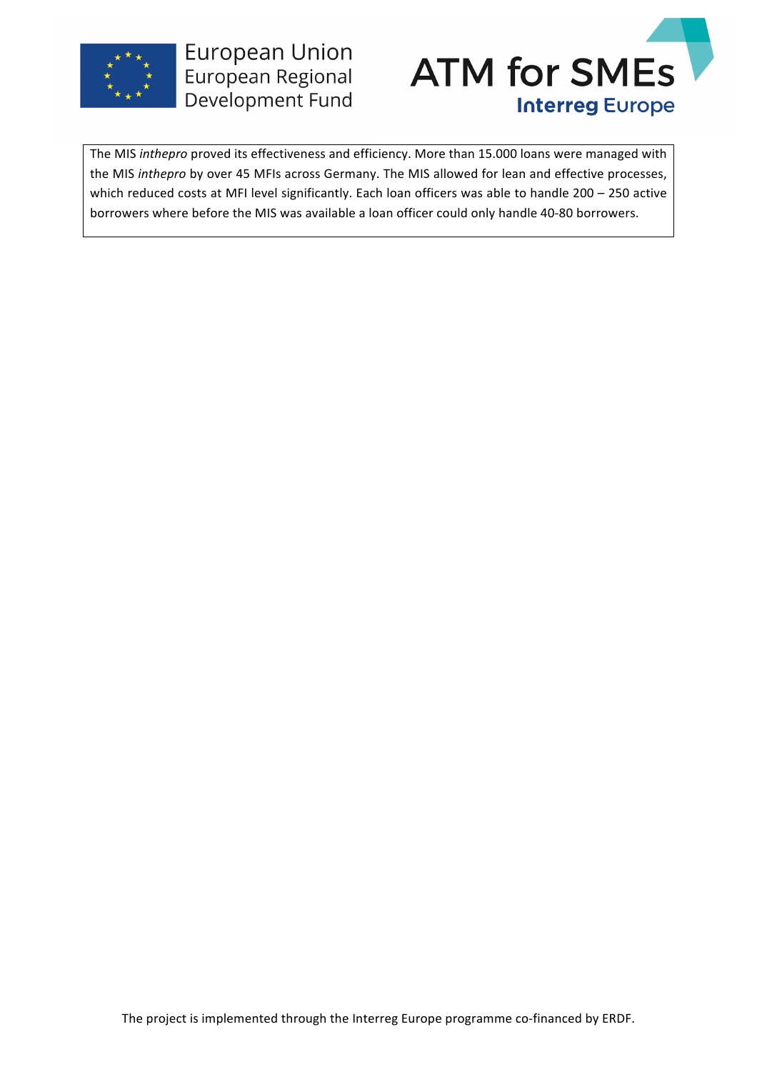The MIS *inthepro* proved its effectiveness and efficiency. More than 15.000 loans were managed with the MIS *inthepro* by over 45 MFIs across Germany. The MIS allowed for lean and effective processes, which reduced costs at MFI level significantly. Each loan officers was able to handle 200 – 250 active borrowers where before the MIS was available a loan officer could only handle 40-80 borrowers.